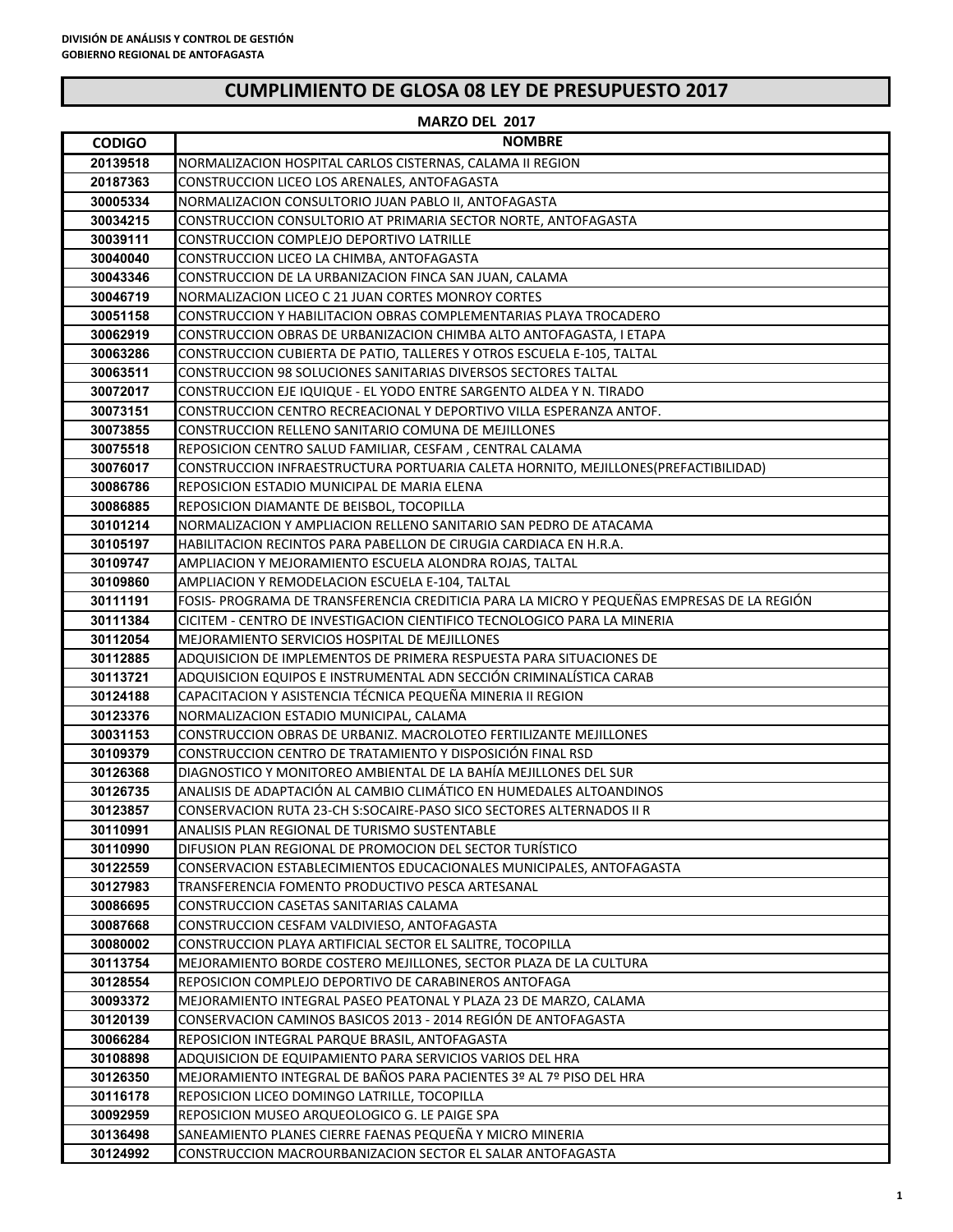DIVISIÓN DE ANÁLISIS Y CONTROL DE GESTIÓN
GOBIERNO REGIONAL DE ANTOFAGASTA

# CUMPLIMIENTO DE GLOSA 08 LEY DE PRESUPUESTO 2017

**MARZO DEL 2017**

| CODIGO | NOMBRE |
|---|---|
| 20139518 | NORMALIZACION HOSPITAL CARLOS CISTERNAS, CALAMA II REGION |
| 20187363 | CONSTRUCCION LICEO LOS ARENALES, ANTOFAGASTA |
| 30005334 | NORMALIZACION CONSULTORIO JUAN PABLO II, ANTOFAGASTA |
| 30034215 | CONSTRUCCION CONSULTORIO AT PRIMARIA SECTOR NORTE, ANTOFAGASTA |
| 30039111 | CONSTRUCCION COMPLEJO DEPORTIVO LATRILLE |
| 30040040 | CONSTRUCCION LICEO LA CHIMBA, ANTOFAGASTA |
| 30043346 | CONSTRUCCION DE LA URBANIZACION FINCA SAN JUAN, CALAMA |
| 30046719 | NORMALIZACION LICEO C 21 JUAN CORTES MONROY CORTES |
| 30051158 | CONSTRUCCION Y HABILITACION OBRAS COMPLEMENTARIAS PLAYA TROCADERO |
| 30062919 | CONSTRUCCION OBRAS DE URBANIZACION CHIMBA ALTO ANTOFAGASTA, I ETAPA |
| 30063286 | CONSTRUCCION CUBIERTA DE PATIO, TALLERES Y OTROS ESCUELA E-105, TALTAL |
| 30063511 | CONSTRUCCION 98 SOLUCIONES SANITARIAS DIVERSOS SECTORES TALTAL |
| 30072017 | CONSTRUCCION EJE IQUIQUE - EL YODO ENTRE SARGENTO ALDEA Y N. TIRADO |
| 30073151 | CONSTRUCCION CENTRO RECREACIONAL Y DEPORTIVO VILLA ESPERANZA ANTOF. |
| 30073855 | CONSTRUCCION RELLENO SANITARIO COMUNA DE MEJILLONES |
| 30075518 | REPOSICION CENTRO SALUD FAMILIAR, CESFAM , CENTRAL CALAMA |
| 30076017 | CONSTRUCCION INFRAESTRUCTURA PORTUARIA CALETA HORNITO, MEJILLONES(PREFACTIBILIDAD) |
| 30086786 | REPOSICION ESTADIO MUNICIPAL DE MARIA ELENA |
| 30086885 | REPOSICION DIAMANTE DE BEISBOL, TOCOPILLA |
| 30101214 | NORMALIZACION Y AMPLIACION RELLENO SANITARIO SAN PEDRO DE ATACAMA |
| 30105197 | HABILITACION RECINTOS PARA PABELLON DE CIRUGIA CARDIACA EN H.R.A. |
| 30109747 | AMPLIACION Y MEJORAMIENTO ESCUELA ALONDRA ROJAS, TALTAL |
| 30109860 | AMPLIACION Y REMODELACION ESCUELA E-104, TALTAL |
| 30111191 | FOSIS- PROGRAMA DE TRANSFERENCIA CREDITICIA PARA LA MICRO Y PEQUEÑAS EMPRESAS DE LA REGIÓN |
| 30111384 | CICITEM - CENTRO DE INVESTIGACION CIENTIFICO TECNOLOGICO PARA LA MINERIA |
| 30112054 | MEJORAMIENTO SERVICIOS HOSPITAL DE MEJILLONES |
| 30112885 | ADQUISICION DE IMPLEMENTOS DE PRIMERA RESPUESTA PARA SITUACIONES DE |
| 30113721 | ADQUISICION EQUIPOS E INSTRUMENTAL ADN SECCIÓN CRIMINALÍSTICA CARAB |
| 30124188 | CAPACITACION Y ASISTENCIA TÉCNICA PEQUEÑA MINERIA II REGION |
| 30123376 | NORMALIZACION ESTADIO MUNICIPAL, CALAMA |
| 30031153 | CONSTRUCCION OBRAS DE URBANIZ. MACROLOTEO FERTILIZANTE MEJILLONES |
| 30109379 | CONSTRUCCION CENTRO DE TRATAMIENTO Y DISPOSICIÓN FINAL RSD |
| 30126368 | DIAGNOSTICO Y MONITOREO AMBIENTAL DE LA BAHÍA MEJILLONES DEL SUR |
| 30126735 | ANALISIS DE ADAPTACIÓN AL CAMBIO CLIMÁTICO EN HUMEDALES ALTOANDINOS |
| 30123857 | CONSERVACION RUTA 23-CH S:SOCAIRE-PASO SICO SECTORES ALTERNADOS II R |
| 30110991 | ANALISIS PLAN REGIONAL DE TURISMO SUSTENTABLE |
| 30110990 | DIFUSION PLAN REGIONAL DE PROMOCION DEL SECTOR TURÍSTICO |
| 30122559 | CONSERVACION ESTABLECIMIENTOS EDUCACIONALES MUNICIPALES, ANTOFAGASTA |
| 30127983 | TRANSFERENCIA FOMENTO PRODUCTIVO PESCA ARTESANAL |
| 30086695 | CONSTRUCCION CASETAS SANITARIAS CALAMA |
| 30087668 | CONSTRUCCION CESFAM VALDIVIESO, ANTOFAGASTA |
| 30080002 | CONSTRUCCION PLAYA ARTIFICIAL SECTOR EL SALITRE, TOCOPILLA |
| 30113754 | MEJORAMIENTO BORDE COSTERO MEJILLONES, SECTOR PLAZA DE LA CULTURA |
| 30128554 | REPOSICION COMPLEJO DEPORTIVO DE CARABINEROS ANTOFAGA |
| 30093372 | MEJORAMIENTO INTEGRAL PASEO PEATONAL Y PLAZA 23 DE MARZO, CALAMA |
| 30120139 | CONSERVACION CAMINOS BASICOS 2013 - 2014 REGIÓN DE ANTOFAGASTA |
| 30066284 | REPOSICION INTEGRAL PARQUE BRASIL, ANTOFAGASTA |
| 30108898 | ADQUISICION DE EQUIPAMIENTO PARA SERVICIOS VARIOS DEL HRA |
| 30126350 | MEJORAMIENTO INTEGRAL DE BAÑOS PARA PACIENTES 3º AL 7º PISO DEL HRA |
| 30116178 | REPOSICION LICEO DOMINGO LATRILLE, TOCOPILLA |
| 30092959 | REPOSICION MUSEO ARQUEOLOGICO G. LE PAIGE SPA |
| 30136498 | SANEAMIENTO PLANES CIERRE FAENAS PEQUEÑA Y MICRO MINERIA |
| 30124992 | CONSTRUCCION MACROURBANIZACION SECTOR EL SALAR ANTOFAGASTA |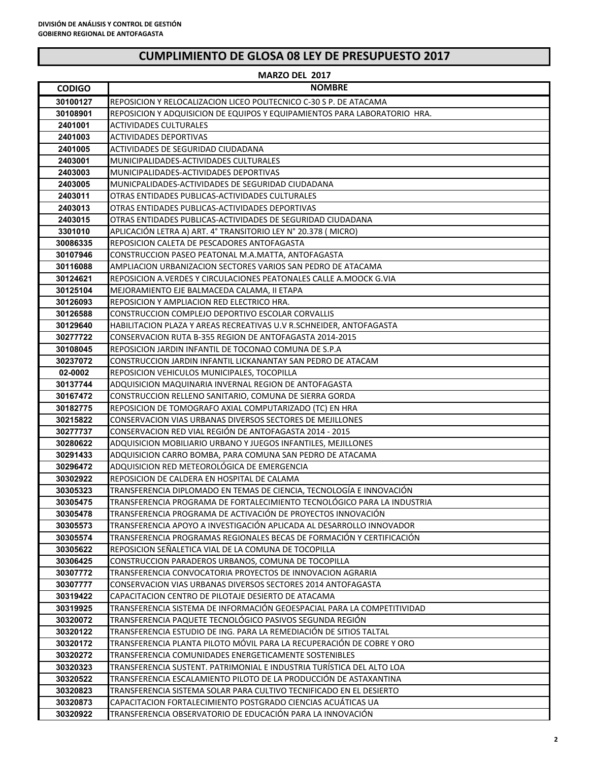DIVISIÓN DE ANÁLISIS Y CONTROL DE GESTIÓN
GOBIERNO REGIONAL DE ANTOFAGASTA

# CUMPLIMIENTO DE GLOSA 08 LEY DE PRESUPUESTO 2017

## MARZO DEL 2017

| CODIGO | NOMBRE |
|---|---|
| 30100127 | REPOSICION Y RELOCALIZACION LICEO POLITECNICO C-30 S P. DE ATACAMA |
| 30108901 | REPOSICION Y ADQUISICION DE EQUIPOS Y EQUIPAMIENTOS PARA LABORATORIO HRA. |
| 2401001 | ACTIVIDADES CULTURALES |
| 2401003 | ACTIVIDADES DEPORTIVAS |
| 2401005 | ACTIVIDADES DE SEGURIDAD CIUDADANA |
| 2403001 | MUNICIPALIDADES-ACTIVIDADES CULTURALES |
| 2403003 | MUNICIPALIDADES-ACTIVIDADES DEPORTIVAS |
| 2403005 | MUNICPALIDADES-ACTIVIDADES DE SEGURIDAD CIUDADANA |
| 2403011 | OTRAS ENTIDADES PUBLICAS-ACTIVIDADES CULTURALES |
| 2403013 | OTRAS ENTIDADES PUBLICAS-ACTIVIDADES DEPORTIVAS |
| 2403015 | OTRAS ENTIDADES PUBLICAS-ACTIVIDADES DE SEGURIDAD CIUDADANA |
| 3301010 | APLICACIÓN LETRA A) ART. 4° TRANSITORIO LEY N° 20.378 ( MICRO) |
| 30086335 | REPOSICION CALETA DE PESCADORES ANTOFAGASTA |
| 30107946 | CONSTRUCCION PASEO PEATONAL M.A.MATTA, ANTOFAGASTA |
| 30116088 | AMPLIACION URBANIZACION SECTORES VARIOS SAN PEDRO DE ATACAMA |
| 30124621 | REPOSICION A.VERDES Y CIRCULACIONES PEATONALES CALLE A.MOOCK G.VIA |
| 30125104 | MEJORAMIENTO EJE BALMACEDA CALAMA, II ETAPA |
| 30126093 | REPOSICION Y AMPLIACION RED ELECTRICO HRA. |
| 30126588 | CONSTRUCCION COMPLEJO DEPORTIVO ESCOLAR CORVALLIS |
| 30129640 | HABILITACION PLAZA Y AREAS RECREATIVAS U.V R.SCHNEIDER, ANTOFAGASTA |
| 30277722 | CONSERVACION RUTA B-355 REGION DE ANTOFAGASTA 2014-2015 |
| 30108045 | REPOSICION JARDIN INFANTIL DE TOCONAO COMUNA DE S.P.A |
| 30237072 | CONSTRUCCION JARDIN INFANTIL LICKANANTAY SAN PEDRO DE ATACAM |
| 02-0002 | REPOSICION VEHICULOS MUNICIPALES, TOCOPILLA |
| 30137744 | ADQUISICION MAQUINARIA INVERNAL REGION DE ANTOFAGASTA |
| 30167472 | CONSTRUCCION RELLENO SANITARIO, COMUNA DE SIERRA GORDA |
| 30182775 | REPOSICION DE TOMOGRAFO AXIAL COMPUTARIZADO (TC) EN HRA |
| 30215822 | CONSERVACION VIAS URBANAS DIVERSOS SECTORES DE MEJILLONES |
| 30277737 | CONSERVACION RED VIAL REGIÓN DE ANTOFAGASTA 2014 - 2015 |
| 30280622 | ADQUISICION MOBILIARIO URBANO Y JUEGOS INFANTILES, MEJILLONES |
| 30291433 | ADQUISICION CARRO BOMBA, PARA COMUNA SAN PEDRO DE ATACAMA |
| 30296472 | ADQUISICION RED METEOROLÓGICA DE EMERGENCIA |
| 30302922 | REPOSICION DE CALDERA EN HOSPITAL DE CALAMA |
| 30305323 | TRANSFERENCIA DIPLOMADO EN TEMAS DE CIENCIA, TECNOLOGÍA E INNOVACIÓN |
| 30305475 | TRANSFERENCIA PROGRAMA DE FORTALECIMIENTO TECNOLÓGICO PARA LA INDUSTRIA |
| 30305478 | TRANSFERENCIA PROGRAMA DE ACTIVACIÓN DE PROYECTOS INNOVACIÓN |
| 30305573 | TRANSFERENCIA APOYO A INVESTIGACIÓN APLICADA AL DESARROLLO INNOVADOR |
| 30305574 | TRANSFERENCIA PROGRAMAS REGIONALES BECAS DE FORMACIÓN Y CERTIFICACIÓN |
| 30305622 | REPOSICION SEÑALETICA VIAL DE LA COMUNA DE TOCOPILLA |
| 30306425 | CONSTRUCCION PARADEROS URBANOS, COMUNA DE TOCOPILLA |
| 30307772 | TRANSFERENCIA CONVOCATORIA PROYECTOS DE INNOVACION AGRARIA |
| 30307777 | CONSERVACION VIAS URBANAS DIVERSOS SECTORES 2014 ANTOFAGASTA |
| 30319422 | CAPACITACION CENTRO DE PILOTAJE DESIERTO DE ATACAMA |
| 30319925 | TRANSFERENCIA SISTEMA DE INFORMACIÓN GEOESPACIAL PARA LA COMPETITIVIDAD |
| 30320072 | TRANSFERENCIA PAQUETE TECNOLÓGICO PASIVOS SEGUNDA REGIÓN |
| 30320122 | TRANSFERENCIA ESTUDIO DE ING. PARA LA REMEDIACIÓN DE SITIOS TALTAL |
| 30320172 | TRANSFERENCIA PLANTA PILOTO MÓVIL PARA LA RECUPERACIÓN DE COBRE Y ORO |
| 30320272 | TRANSFERENCIA COMUNIDADES ENERGETICAMENTE SOSTENIBLES |
| 30320323 | TRANSFERENCIA SUSTENT. PATRIMONIAL E INDUSTRIA TURÍSTICA DEL ALTO LOA |
| 30320522 | TRANSFERENCIA ESCALAMIENTO PILOTO DE LA PRODUCCIÓN DE ASTAXANTINA |
| 30320823 | TRANSFERENCIA SISTEMA SOLAR PARA CULTIVO TECNIFICADO EN EL DESIERTO |
| 30320873 | CAPACITACION FORTALECIMIENTO POSTGRADO CIENCIAS ACUÁTICAS UA |
| 30320922 | TRANSFERENCIA OBSERVATORIO DE EDUCACIÓN PARA LA INNOVACIÓN |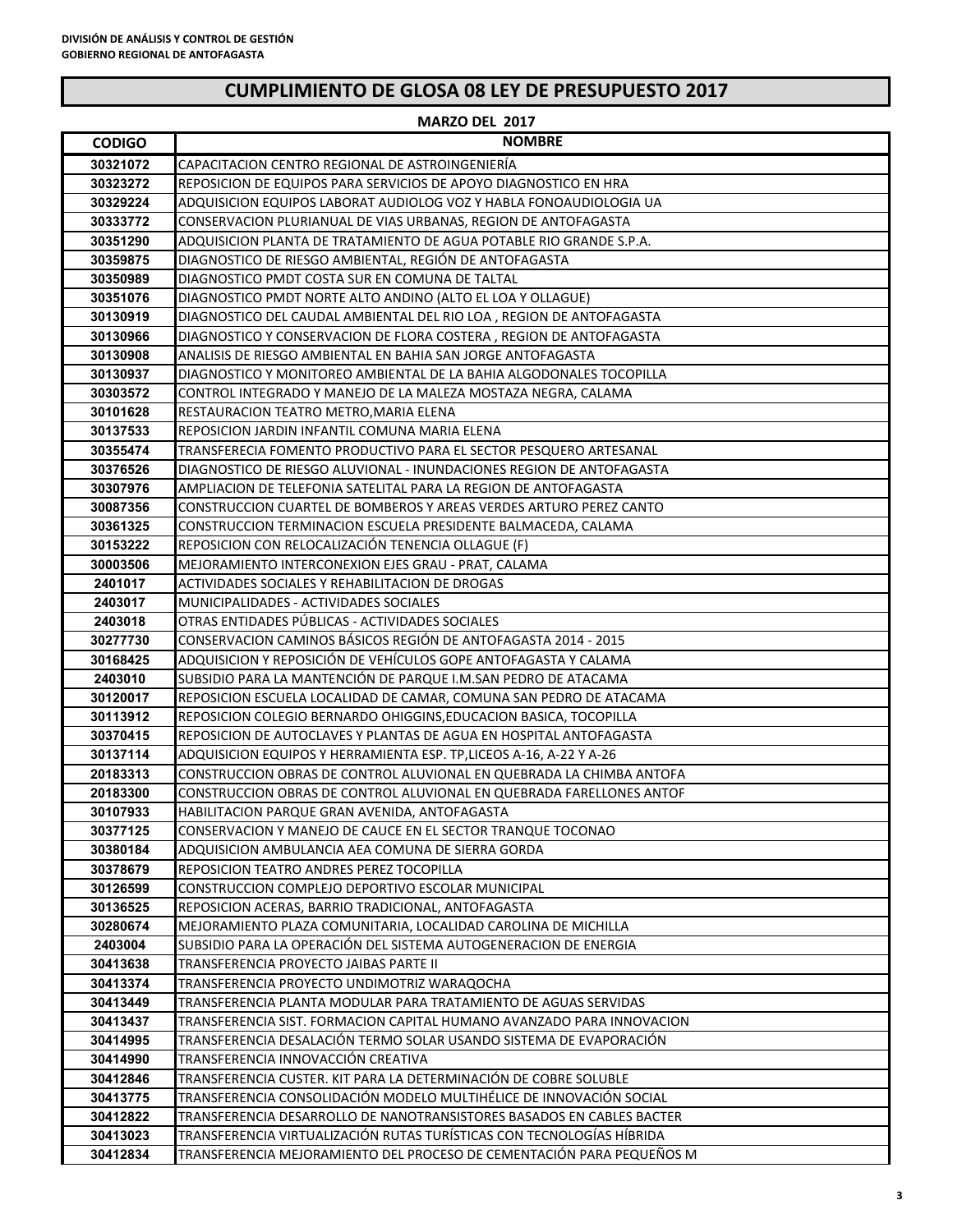**DIVISIÓN DE ANÁLISIS Y CONTROL DE GESTIÓN**
**GOBIERNO REGIONAL DE ANTOFAGASTA**

# CUMPLIMIENTO DE GLOSA 08 LEY DE PRESUPUESTO 2017

**MARZO DEL 2017**

| CODIGO | NOMBRE |
|---|---|
| 30321072 | CAPACITACION CENTRO REGIONAL DE ASTROINGENIERÍA |
| 30323272 | REPOSICION DE EQUIPOS PARA SERVICIOS DE APOYO DIAGNOSTICO EN HRA |
| 30329224 | ADQUISICION EQUIPOS LABORAT AUDIOLOG VOZ Y HABLA FONOAUDIOLOGIA UA |
| 30333772 | CONSERVACION PLURIANUAL DE VIAS URBANAS, REGION DE ANTOFAGASTA |
| 30351290 | ADQUISICION PLANTA DE TRATAMIENTO DE AGUA POTABLE RIO GRANDE S.P.A. |
| 30359875 | DIAGNOSTICO DE RIESGO AMBIENTAL, REGIÓN DE ANTOFAGASTA |
| 30350989 | DIAGNOSTICO PMDT COSTA SUR EN COMUNA DE TALTAL |
| 30351076 | DIAGNOSTICO PMDT NORTE ALTO ANDINO (ALTO EL LOA Y OLLAGUE) |
| 30130919 | DIAGNOSTICO DEL CAUDAL AMBIENTAL DEL RIO LOA , REGION DE ANTOFAGASTA |
| 30130966 | DIAGNOSTICO Y CONSERVACION DE FLORA COSTERA , REGION DE ANTOFAGASTA |
| 30130908 | ANALISIS DE RIESGO AMBIENTAL EN BAHIA SAN JORGE ANTOFAGASTA |
| 30130937 | DIAGNOSTICO Y MONITOREO AMBIENTAL DE LA BAHIA ALGODONALES TOCOPILLA |
| 30303572 | CONTROL INTEGRADO Y MANEJO DE LA MALEZA MOSTAZA NEGRA, CALAMA |
| 30101628 | RESTAURACION TEATRO METRO,MARIA ELENA |
| 30137533 | REPOSICION JARDIN INFANTIL COMUNA MARIA ELENA |
| 30355474 | TRANSFERECIA FOMENTO PRODUCTIVO PARA EL SECTOR PESQUERO ARTESANAL |
| 30376526 | DIAGNOSTICO DE RIESGO ALUVIONAL - INUNDACIONES REGION DE ANTOFAGASTA |
| 30307976 | AMPLIACION DE TELEFONIA SATELITAL PARA LA REGION DE ANTOFAGASTA |
| 30087356 | CONSTRUCCION CUARTEL DE BOMBEROS Y AREAS VERDES ARTURO PEREZ CANTO |
| 30361325 | CONSTRUCCION TERMINACION ESCUELA PRESIDENTE BALMACEDA, CALAMA |
| 30153222 | REPOSICION CON RELOCALIZACIÓN TENENCIA OLLAGUE (F) |
| 30003506 | MEJORAMIENTO INTERCONEXION EJES GRAU - PRAT, CALAMA |
| 2401017 | ACTIVIDADES SOCIALES Y REHABILITACION DE DROGAS |
| 2403017 | MUNICIPALIDADES - ACTIVIDADES SOCIALES |
| 2403018 | OTRAS ENTIDADES PÚBLICAS - ACTIVIDADES SOCIALES |
| 30277730 | CONSERVACION CAMINOS BÁSICOS REGIÓN DE ANTOFAGASTA 2014 - 2015 |
| 30168425 | ADQUISICION Y REPOSICIÓN DE VEHÍCULOS GOPE ANTOFAGASTA Y CALAMA |
| 2403010 | SUBSIDIO PARA LA MANTENCIÓN DE PARQUE I.M.SAN PEDRO DE ATACAMA |
| 30120017 | REPOSICION ESCUELA LOCALIDAD DE CAMAR, COMUNA SAN PEDRO DE ATACAMA |
| 30113912 | REPOSICION COLEGIO BERNARDO OHIGGINS,EDUCACION BASICA, TOCOPILLA |
| 30370415 | REPOSICION DE AUTOCLAVES Y PLANTAS DE AGUA EN HOSPITAL ANTOFAGASTA |
| 30137114 | ADQUISICION EQUIPOS Y HERRAMIENTA ESP. TP,LICEOS A-16, A-22 Y A-26 |
| 20183313 | CONSTRUCCION OBRAS DE CONTROL ALUVIONAL EN QUEBRADA LA CHIMBA ANTOFA |
| 20183300 | CONSTRUCCION OBRAS DE CONTROL ALUVIONAL EN QUEBRADA FARELLONES ANTOF |
| 30107933 | HABILITACION PARQUE GRAN AVENIDA, ANTOFAGASTA |
| 30377125 | CONSERVACION Y MANEJO DE CAUCE EN EL SECTOR TRANQUE TOCONAO |
| 30380184 | ADQUISICION AMBULANCIA AEA COMUNA DE SIERRA GORDA |
| 30378679 | REPOSICION TEATRO ANDRES PEREZ TOCOPILLA |
| 30126599 | CONSTRUCCION COMPLEJO DEPORTIVO ESCOLAR MUNICIPAL |
| 30136525 | REPOSICION ACERAS, BARRIO TRADICIONAL, ANTOFAGASTA |
| 30280674 | MEJORAMIENTO PLAZA COMUNITARIA, LOCALIDAD CAROLINA DE MICHILLA |
| 2403004 | SUBSIDIO PARA LA OPERACIÓN DEL SISTEMA AUTOGENERACION DE ENERGIA |
| 30413638 | TRANSFERENCIA PROYECTO JAIBAS PARTE II |
| 30413374 | TRANSFERENCIA PROYECTO UNDIMOTRIZ WARAQOCHA |
| 30413449 | TRANSFERENCIA PLANTA MODULAR PARA TRATAMIENTO DE AGUAS SERVIDAS |
| 30413437 | TRANSFERENCIA SIST. FORMACION CAPITAL HUMANO AVANZADO PARA INNOVACION |
| 30414995 | TRANSFERENCIA DESALACIÓN TERMO SOLAR USANDO SISTEMA DE EVAPORACIÓN |
| 30414990 | TRANSFERENCIA INNOVACCIÓN CREATIVA |
| 30412846 | TRANSFERENCIA CUSTER. KIT PARA LA DETERMINACIÓN DE COBRE SOLUBLE |
| 30413775 | TRANSFERENCIA CONSOLIDACIÓN MODELO MULTIHÉLICE DE INNOVACIÓN SOCIAL |
| 30412822 | TRANSFERENCIA DESARROLLO DE NANOTRANSISTORES BASADOS EN CABLES BACTER |
| 30413023 | TRANSFERENCIA VIRTUALIZACIÓN RUTAS TURÍSTICAS CON TECNOLOGÍAS HÍBRIDA |
| 30412834 | TRANSFERENCIA MEJORAMIENTO DEL PROCESO DE CEMENTACIÓN PARA PEQUEÑOS M |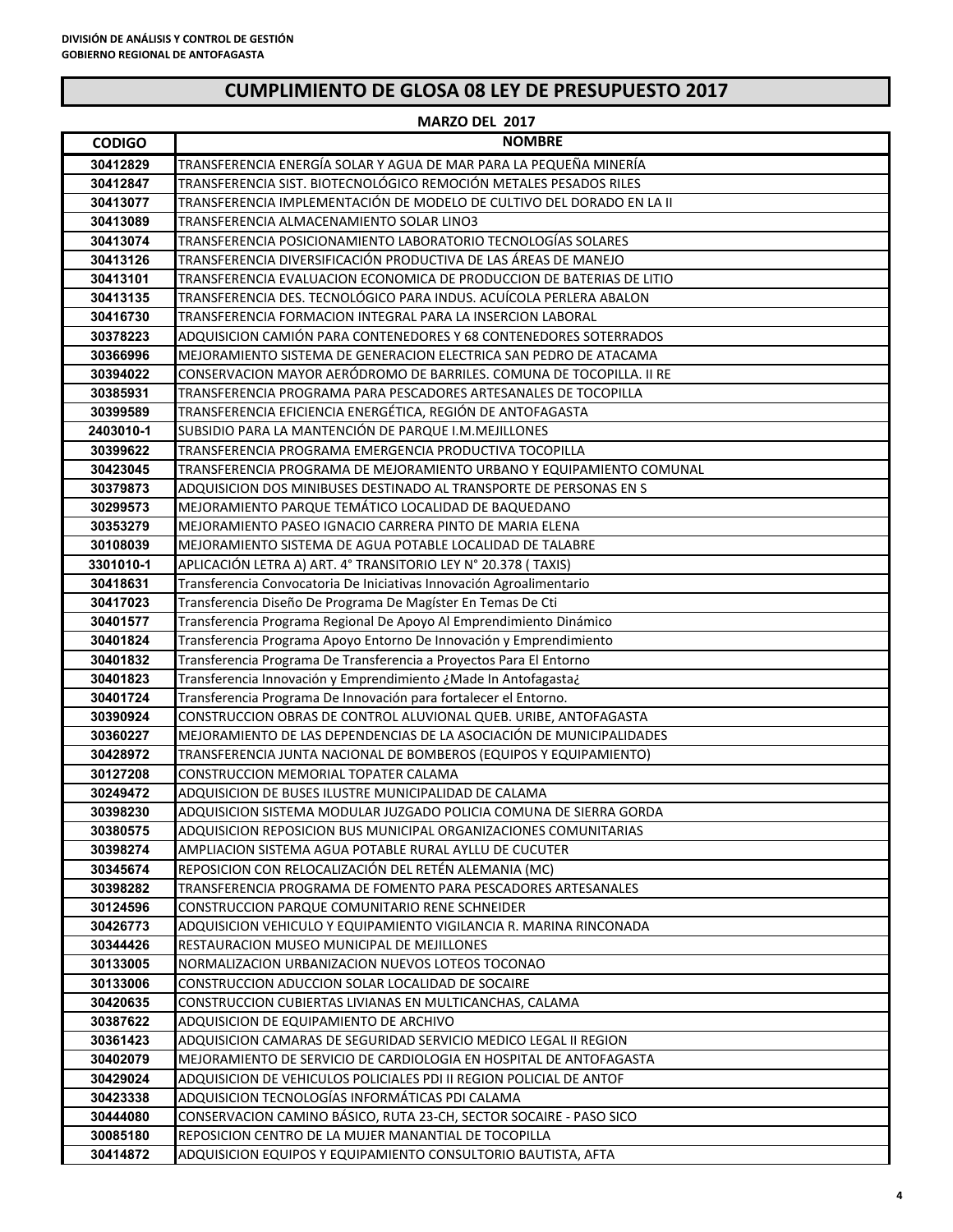DIVISIÓN DE ANÁLISIS Y CONTROL DE GESTIÓN
GOBIERNO REGIONAL DE ANTOFAGASTA

# CUMPLIMIENTO DE GLOSA 08 LEY DE PRESUPUESTO 2017

**MARZO DEL 2017**

| CODIGO | NOMBRE |
|---|---|
| 30412829 | TRANSFERENCIA ENERGÍA SOLAR Y AGUA DE MAR PARA LA PEQUEÑA MINERÍA |
| 30412847 | TRANSFERENCIA SIST. BIOTECNOLÓGICO REMOCIÓN METALES PESADOS RILES |
| 30413077 | TRANSFERENCIA IMPLEMENTACIÓN DE MODELO DE CULTIVO DEL DORADO EN LA II |
| 30413089 | TRANSFERENCIA ALMACENAMIENTO SOLAR LINO3 |
| 30413074 | TRANSFERENCIA POSICIONAMIENTO LABORATORIO TECNOLOGÍAS SOLARES |
| 30413126 | TRANSFERENCIA DIVERSIFICACIÓN PRODUCTIVA DE LAS ÁREAS DE MANEJO |
| 30413101 | TRANSFERENCIA EVALUACION ECONOMICA DE PRODUCCION DE BATERIAS DE LITIO |
| 30413135 | TRANSFERENCIA DES. TECNOLÓGICO PARA INDUS. ACUÍCOLA PERLERA ABALON |
| 30416730 | TRANSFERENCIA FORMACION INTEGRAL PARA LA INSERCION LABORAL |
| 30378223 | ADQUISICION CAMIÓN PARA CONTENEDORES Y 68 CONTENEDORES SOTERRADOS |
| 30366996 | MEJORAMIENTO SISTEMA DE GENERACION ELECTRICA SAN PEDRO DE ATACAMA |
| 30394022 | CONSERVACION MAYOR AERÓDROMO DE BARRILES. COMUNA DE TOCOPILLA. II RE |
| 30385931 | TRANSFERENCIA PROGRAMA PARA PESCADORES ARTESANALES DE TOCOPILLA |
| 30399589 | TRANSFERENCIA EFICIENCIA ENERGÉTICA, REGIÓN DE ANTOFAGASTA |
| 2403010-1 | SUBSIDIO PARA LA MANTENCIÓN DE PARQUE I.M.MEJILLONES |
| 30399622 | TRANSFERENCIA PROGRAMA EMERGENCIA PRODUCTIVA TOCOPILLA |
| 30423045 | TRANSFERENCIA PROGRAMA DE MEJORAMIENTO URBANO Y EQUIPAMIENTO COMUNAL |
| 30379873 | ADQUISICION DOS MINIBUSES DESTINADO AL TRANSPORTE DE PERSONAS EN S |
| 30299573 | MEJORAMIENTO PARQUE TEMÁTICO LOCALIDAD DE BAQUEDANO |
| 30353279 | MEJORAMIENTO PASEO IGNACIO CARRERA PINTO DE MARIA ELENA |
| 30108039 | MEJORAMIENTO SISTEMA DE AGUA POTABLE LOCALIDAD DE TALABRE |
| 3301010-1 | APLICACIÓN LETRA A) ART. 4° TRANSITORIO LEY N° 20.378 ( TAXIS) |
| 30418631 | Transferencia Convocatoria De Iniciativas Innovación Agroalimentario |
| 30417023 | Transferencia Diseño De Programa De Magíster En Temas De Cti |
| 30401577 | Transferencia Programa Regional De Apoyo Al Emprendimiento Dinámico |
| 30401824 | Transferencia Programa Apoyo Entorno De Innovación y Emprendimiento |
| 30401832 | Transferencia Programa De Transferencia a Proyectos Para El Entorno |
| 30401823 | Transferencia Innovación y Emprendimiento ¿Made In Antofagasta¿ |
| 30401724 | Transferencia Programa De Innovación para fortalecer el Entorno. |
| 30390924 | CONSTRUCCION OBRAS DE CONTROL ALUVIONAL QUEB. URIBE, ANTOFAGASTA |
| 30360227 | MEJORAMIENTO DE LAS DEPENDENCIAS DE LA ASOCIACIÓN DE MUNICIPALIDADES |
| 30428972 | TRANSFERENCIA JUNTA NACIONAL DE BOMBEROS (EQUIPOS Y EQUIPAMIENTO) |
| 30127208 | CONSTRUCCION MEMORIAL TOPATER CALAMA |
| 30249472 | ADQUISICION DE BUSES ILUSTRE MUNICIPALIDAD DE CALAMA |
| 30398230 | ADQUISICION SISTEMA MODULAR JUZGADO POLICIA COMUNA DE SIERRA GORDA |
| 30380575 | ADQUISICION REPOSICION BUS MUNICIPAL ORGANIZACIONES COMUNITARIAS |
| 30398274 | AMPLIACION SISTEMA AGUA POTABLE RURAL AYLLU DE CUCUTER |
| 30345674 | REPOSICION CON RELOCALIZACIÓN DEL RETÉN ALEMANIA (MC) |
| 30398282 | TRANSFERENCIA PROGRAMA DE FOMENTO PARA PESCADORES ARTESANALES |
| 30124596 | CONSTRUCCION PARQUE COMUNITARIO RENE SCHNEIDER |
| 30426773 | ADQUISICION VEHICULO Y EQUIPAMIENTO VIGILANCIA R. MARINA RINCONADA |
| 30344426 | RESTAURACION MUSEO MUNICIPAL DE MEJILLONES |
| 30133005 | NORMALIZACION URBANIZACION NUEVOS LOTEOS TOCONAO |
| 30133006 | CONSTRUCCION ADUCCION SOLAR LOCALIDAD DE SOCAIRE |
| 30420635 | CONSTRUCCION CUBIERTAS LIVIANAS EN MULTICANCHAS, CALAMA |
| 30387622 | ADQUISICION DE EQUIPAMIENTO DE ARCHIVO |
| 30361423 | ADQUISICION CAMARAS DE SEGURIDAD SERVICIO MEDICO LEGAL II REGION |
| 30402079 | MEJORAMIENTO DE SERVICIO DE CARDIOLOGIA EN HOSPITAL DE ANTOFAGASTA |
| 30429024 | ADQUISICION DE VEHICULOS POLICIALES PDI II REGION POLICIAL DE ANTOF |
| 30423338 | ADQUISICION TECNOLOGÍAS INFORMÁTICAS PDI CALAMA |
| 30444080 | CONSERVACION CAMINO BÁSICO, RUTA 23-CH, SECTOR SOCAIRE - PASO SICO |
| 30085180 | REPOSICION CENTRO DE LA MUJER MANANTIAL DE TOCOPILLA |
| 30414872 | ADQUISICION EQUIPOS Y EQUIPAMIENTO CONSULTORIO BAUTISTA, AFTA |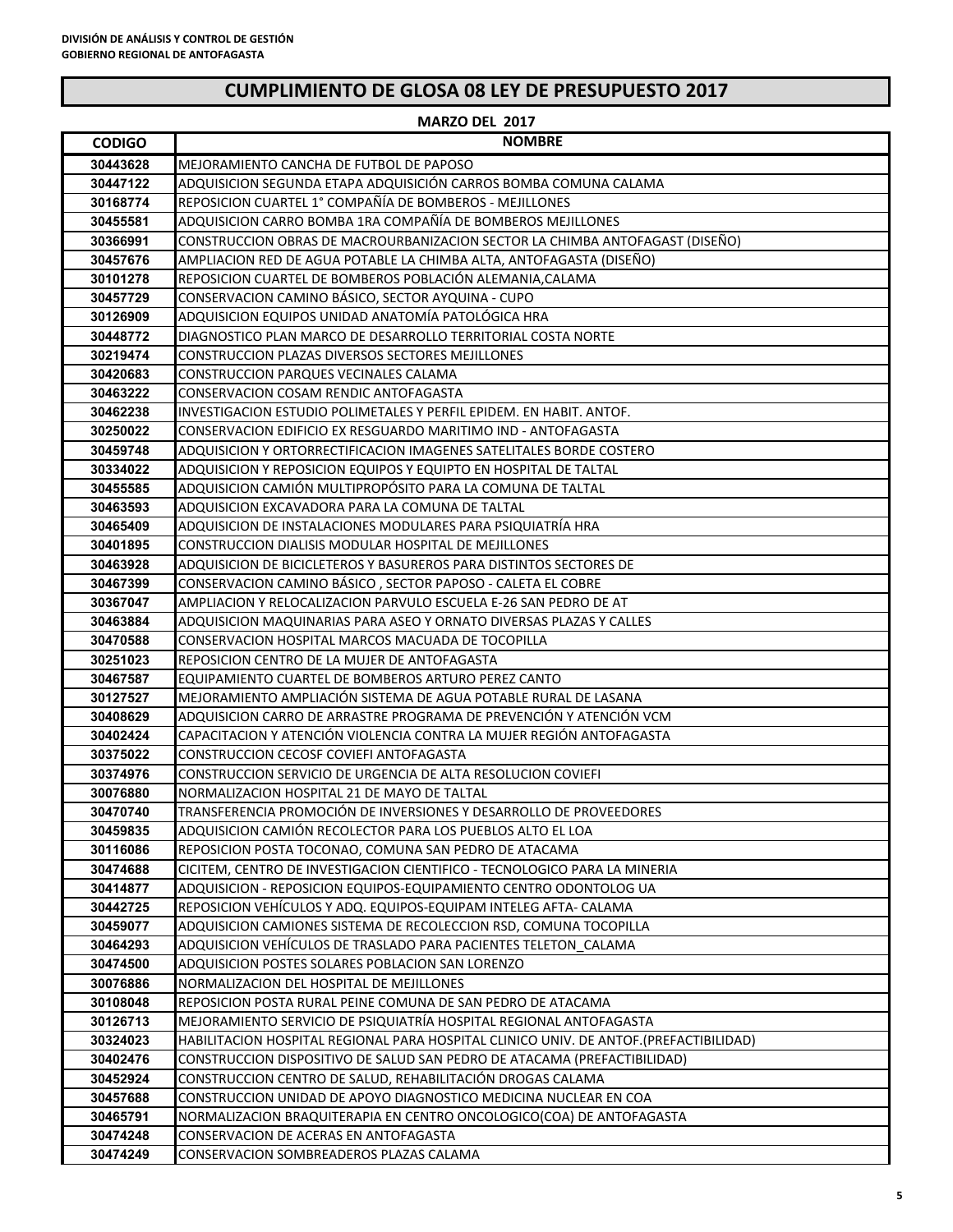DIVISIÓN DE ANÁLISIS Y CONTROL DE GESTIÓN
GOBIERNO REGIONAL DE ANTOFAGASTA

# CUMPLIMIENTO DE GLOSA 08 LEY DE PRESUPUESTO 2017

## MARZO DEL 2017

| CODIGO | NOMBRE |
|---|---|
| 30443628 | MEJORAMIENTO CANCHA DE FUTBOL DE PAPOSO |
| 30447122 | ADQUISICION SEGUNDA ETAPA ADQUISICIÓN CARROS BOMBA COMUNA CALAMA |
| 30168774 | REPOSICION CUARTEL 1° COMPAÑÍA DE BOMBEROS - MEJILLONES |
| 30455581 | ADQUISICION CARRO BOMBA 1RA COMPAÑÍA DE BOMBEROS MEJILLONES |
| 30366991 | CONSTRUCCION OBRAS DE MACROURBANIZACION SECTOR LA CHIMBA ANTOFAGAST (DISEÑO) |
| 30457676 | AMPLIACION RED DE AGUA POTABLE LA CHIMBA ALTA, ANTOFAGASTA (DISEÑO) |
| 30101278 | REPOSICION CUARTEL DE BOMBEROS POBLACIÓN ALEMANIA,CALAMA |
| 30457729 | CONSERVACION CAMINO BÁSICO, SECTOR AYQUINA - CUPO |
| 30126909 | ADQUISICION EQUIPOS UNIDAD ANATOMÍA PATOLÓGICA HRA |
| 30448772 | DIAGNOSTICO PLAN MARCO DE DESARROLLO TERRITORIAL COSTA NORTE |
| 30219474 | CONSTRUCCION PLAZAS DIVERSOS SECTORES MEJILLONES |
| 30420683 | CONSTRUCCION PARQUES VECINALES CALAMA |
| 30463222 | CONSERVACION COSAM RENDIC ANTOFAGASTA |
| 30462238 | INVESTIGACION ESTUDIO POLIMETALES Y PERFIL EPIDEM. EN HABIT. ANTOF. |
| 30250022 | CONSERVACION EDIFICIO EX RESGUARDO MARITIMO IND - ANTOFAGASTA |
| 30459748 | ADQUISICION Y ORTORRECTIFICACION IMAGENES SATELITALES BORDE COSTERO |
| 30334022 | ADQUISICION Y REPOSICION EQUIPOS Y EQUIPTO EN HOSPITAL DE TALTAL |
| 30455585 | ADQUISICION CAMIÓN MULTIPROPÓSITO PARA LA COMUNA DE TALTAL |
| 30463593 | ADQUISICION EXCAVADORA PARA LA COMUNA DE TALTAL |
| 30465409 | ADQUISICION DE INSTALACIONES MODULARES PARA PSIQUIATRÍA HRA |
| 30401895 | CONSTRUCCION DIALISIS MODULAR HOSPITAL DE MEJILLONES |
| 30463928 | ADQUISICION DE BICICLETEROS Y BASUREROS PARA DISTINTOS SECTORES DE |
| 30467399 | CONSERVACION CAMINO BÁSICO , SECTOR PAPOSO - CALETA EL COBRE |
| 30367047 | AMPLIACION Y RELOCALIZACION PARVULO ESCUELA E-26 SAN PEDRO DE AT |
| 30463884 | ADQUISICION MAQUINARIAS PARA ASEO Y ORNATO DIVERSAS PLAZAS Y CALLES |
| 30470588 | CONSERVACION HOSPITAL MARCOS MACUADA DE TOCOPILLA |
| 30251023 | REPOSICION CENTRO DE LA MUJER DE ANTOFAGASTA |
| 30467587 | EQUIPAMIENTO CUARTEL DE BOMBEROS ARTURO PEREZ CANTO |
| 30127527 | MEJORAMIENTO AMPLIACIÓN SISTEMA DE AGUA POTABLE RURAL DE LASANA |
| 30408629 | ADQUISICION CARRO DE ARRASTRE PROGRAMA DE PREVENCIÓN Y ATENCIÓN VCM |
| 30402424 | CAPACITACION Y ATENCIÓN VIOLENCIA CONTRA LA MUJER REGIÓN ANTOFAGASTA |
| 30375022 | CONSTRUCCION CECOSF COVIEFI ANTOFAGASTA |
| 30374976 | CONSTRUCCION SERVICIO DE URGENCIA DE ALTA RESOLUCION COVIEFI |
| 30076880 | NORMALIZACION HOSPITAL 21 DE MAYO DE TALTAL |
| 30470740 | TRANSFERENCIA PROMOCIÓN DE INVERSIONES Y DESARROLLO DE PROVEEDORES |
| 30459835 | ADQUISICION CAMIÓN RECOLECTOR PARA LOS PUEBLOS ALTO EL LOA |
| 30116086 | REPOSICION POSTA TOCONAO, COMUNA SAN PEDRO DE ATACAMA |
| 30474688 | CICITEM, CENTRO DE INVESTIGACION CIENTIFICO - TECNOLOGICO PARA LA MINERIA |
| 30414877 | ADQUISICION - REPOSICION EQUIPOS-EQUIPAMIENTO CENTRO ODONTOLOG UA |
| 30442725 | REPOSICION VEHÍCULOS Y ADQ. EQUIPOS-EQUIPAM INTELEG AFTA- CALAMA |
| 30459077 | ADQUISICION CAMIONES SISTEMA DE RECOLECCION RSD, COMUNA TOCOPILLA |
| 30464293 | ADQUISICION VEHÍCULOS DE TRASLADO PARA PACIENTES TELETON_CALAMA |
| 30474500 | ADQUISICION POSTES SOLARES POBLACION SAN LORENZO |
| 30076886 | NORMALIZACION DEL HOSPITAL DE MEJILLONES |
| 30108048 | REPOSICION POSTA RURAL PEINE COMUNA DE SAN PEDRO DE ATACAMA |
| 30126713 | MEJORAMIENTO SERVICIO DE PSIQUIATRÍA HOSPITAL REGIONAL ANTOFAGASTA |
| 30324023 | HABILITACION HOSPITAL REGIONAL PARA HOSPITAL CLINICO UNIV. DE ANTOF.(PREFACTIBILIDAD) |
| 30402476 | CONSTRUCCION DISPOSITIVO DE SALUD SAN PEDRO DE ATACAMA (PREFACTIBILIDAD) |
| 30452924 | CONSTRUCCION CENTRO DE SALUD, REHABILITACIÓN DROGAS CALAMA |
| 30457688 | CONSTRUCCION UNIDAD DE APOYO DIAGNOSTICO MEDICINA NUCLEAR EN COA |
| 30465791 | NORMALIZACION BRAQUITERAPIA EN CENTRO ONCOLOGICO(COA) DE ANTOFAGASTA |
| 30474248 | CONSERVACION DE ACERAS EN ANTOFAGASTA |
| 30474249 | CONSERVACION SOMBREADEROS PLAZAS CALAMA |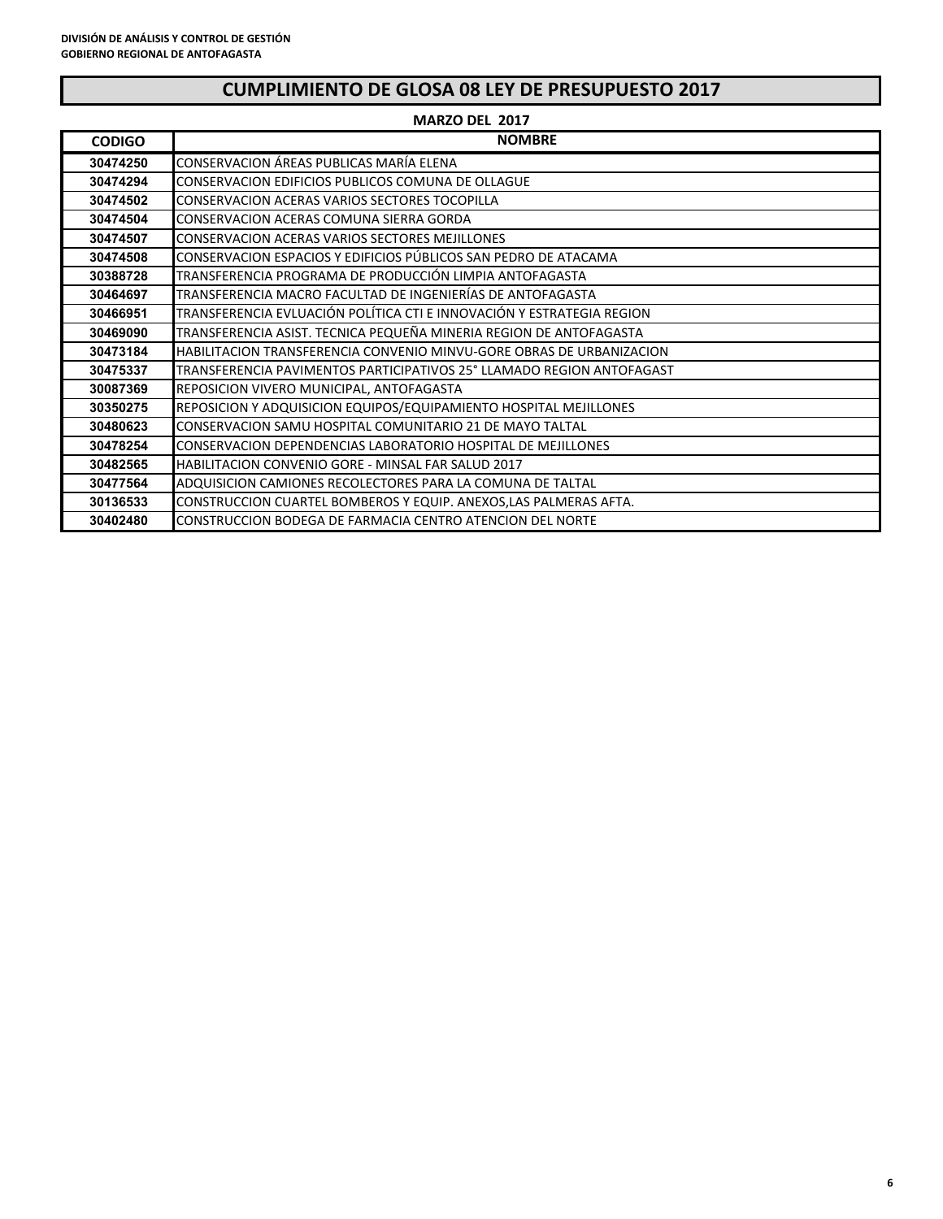**DIVISIÓN DE ANÁLISIS Y CONTROL DE GESTIÓN**
**GOBIERNO REGIONAL DE ANTOFAGASTA**

# CUMPLIMIENTO DE GLOSA 08 LEY DE PRESUPUESTO 2017

**MARZO DEL 2017**

| CODIGO | NOMBRE |
|---|---|
| 30474250 | CONSERVACION ÁREAS PUBLICAS MARÍA ELENA |
| 30474294 | CONSERVACION EDIFICIOS PUBLICOS COMUNA DE OLLAGUE |
| 30474502 | CONSERVACION ACERAS VARIOS SECTORES TOCOPILLA |
| 30474504 | CONSERVACION ACERAS COMUNA SIERRA GORDA |
| 30474507 | CONSERVACION ACERAS VARIOS SECTORES MEJILLONES |
| 30474508 | CONSERVACION ESPACIOS Y EDIFICIOS PÚBLICOS SAN PEDRO DE ATACAMA |
| 30388728 | TRANSFERENCIA PROGRAMA DE PRODUCCIÓN LIMPIA ANTOFAGASTA |
| 30464697 | TRANSFERENCIA MACRO FACULTAD DE INGENIERÍAS DE ANTOFAGASTA |
| 30466951 | TRANSFERENCIA EVLUACIÓN POLÍTICA CTI E INNOVACIÓN Y ESTRATEGIA REGION |
| 30469090 | TRANSFERENCIA ASIST. TECNICA PEQUEÑA MINERIA REGION DE ANTOFAGASTA |
| 30473184 | HABILITACION TRANSFERENCIA CONVENIO MINVU-GORE OBRAS DE URBANIZACION |
| 30475337 | TRANSFERENCIA PAVIMENTOS PARTICIPATIVOS 25° LLAMADO REGION ANTOFAGAST |
| 30087369 | REPOSICION VIVERO MUNICIPAL, ANTOFAGASTA |
| 30350275 | REPOSICION Y ADQUISICION EQUIPOS/EQUIPAMIENTO HOSPITAL MEJILLONES |
| 30480623 | CONSERVACION SAMU HOSPITAL COMUNITARIO 21 DE MAYO TALTAL |
| 30478254 | CONSERVACION DEPENDENCIAS LABORATORIO HOSPITAL DE MEJILLONES |
| 30482565 | HABILITACION CONVENIO GORE - MINSAL FAR SALUD 2017 |
| 30477564 | ADQUISICION CAMIONES RECOLECTORES PARA LA COMUNA DE TALTAL |
| 30136533 | CONSTRUCCION CUARTEL BOMBEROS Y EQUIP. ANEXOS,LAS PALMERAS AFTA. |
| 30402480 | CONSTRUCCION BODEGA DE FARMACIA CENTRO ATENCION DEL NORTE |